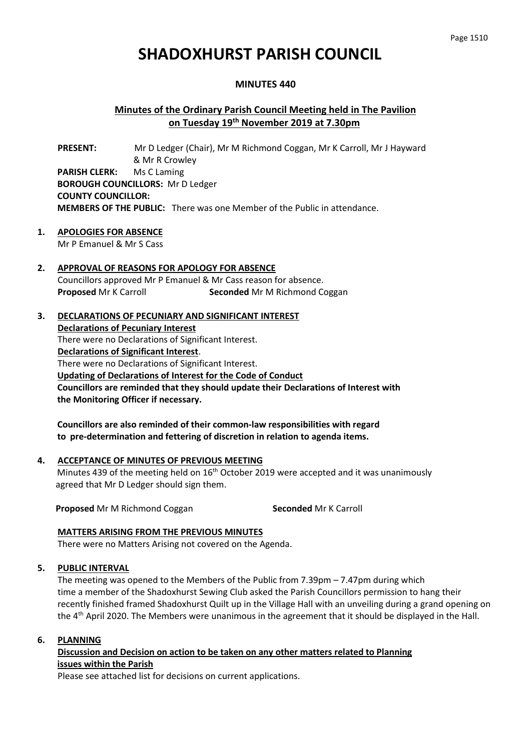# SHADOXHURST PARISH COUNCIL

## MINUTES 440

## Minutes of the Ordinary Parish Council Meeting held in The Pavilion on Tuesday 19th November 2019 at 7.30pm

**PRESENT:** Mr D Ledger (Chair), Mr M Richmond Coggan, Mr K Carroll, Mr J Hayward & Mr R Crowley

**PARISH CLERK:** Ms C Laming

**BOROUGH COUNCILLORS:** Mr D Ledger

**COUNTY COUNCILLOR:**

**MEMBERS OF THE PUBLIC:** There was one Member of the Public in attendance.

1. **APOLOGIES FOR ABSENCE**

   Mr P Emanuel & Mr S Cass

2. **APPROVAL OF REASONS FOR APOLOGY FOR ABSENCE**

   Councillors approved Mr P Emanuel & Mr Cass reason for absence.

   **Proposed** Mr K Carroll **Seconded** Mr M Richmond Coggan

3. **DECLARATIONS OF PECUNIARY AND SIGNIFICANT INTEREST**

   **Declarations of Pecuniary Interest**

   There were no Declarations of Significant Interest.

   **Declarations of Significant Interest**.

   There were no Declarations of Significant Interest.

   **Updating of Declarations of Interest for the Code of Conduct**

   **Councillors are reminded that they should update their Declarations of Interest with the Monitoring Officer if necessary.**

   **Councillors are also reminded of their common-law responsibilities with regard to pre-determination and fettering of discretion in relation to agenda items.**

4. **ACCEPTANCE OF MINUTES OF PREVIOUS MEETING**

   Minutes 439 of the meeting held on 16th October 2019 were accepted and it was unanimously agreed that Mr D Ledger should sign them.

   **Proposed** Mr M Richmond Coggan **Seconded** Mr K Carroll

   **MATTERS ARISING FROM THE PREVIOUS MINUTES**

   There were no Matters Arising not covered on the Agenda.

5. **PUBLIC INTERVAL**

   The meeting was opened to the Members of the Public from 7.39pm – 7.47pm during which time a member of the Shadoxhurst Sewing Club asked the Parish Councillors permission to hang their recently finished framed Shadoxhurst Quilt up in the Village Hall with an unveiling during a grand opening on the 4th April 2020. The Members were unanimous in the agreement that it should be displayed in the Hall.

6. **PLANNING**

   **Discussion and Decision on action to be taken on any other matters related to Planning issues within the Parish**

   Please see attached list for decisions on current applications.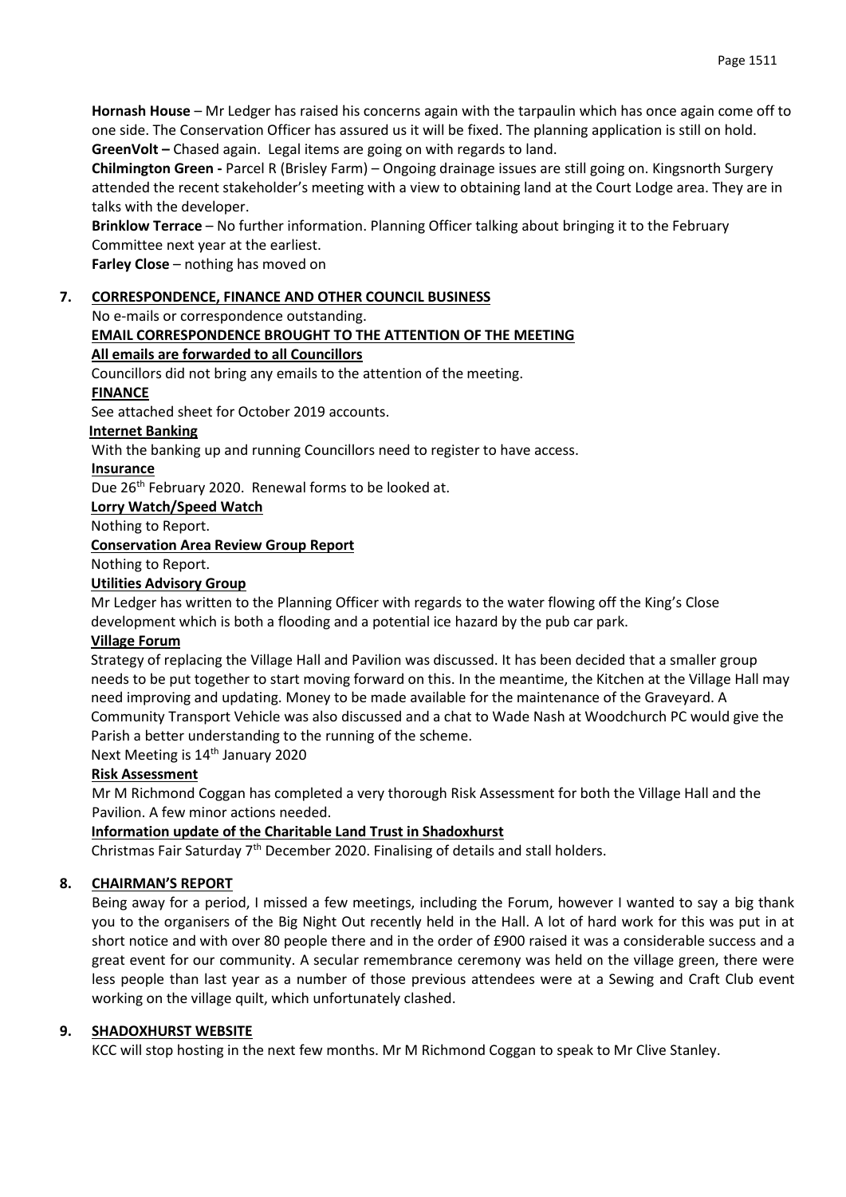**Hornash House** – Mr Ledger has raised his concerns again with the tarpaulin which has once again come off to one side. The Conservation Officer has assured us it will be fixed. The planning application is still on hold.
**GreenVolt –** Chased again. Legal items are going on with regards to land.
**Chilmington Green -** Parcel R (Brisley Farm) – Ongoing drainage issues are still going on. Kingsnorth Surgery attended the recent stakeholder's meeting with a view to obtaining land at the Court Lodge area. They are in talks with the developer.
**Brinklow Terrace** – No further information. Planning Officer talking about bringing it to the February Committee next year at the earliest.
**Farley Close** – nothing has moved on

## 7. CORRESPONDENCE, FINANCE AND OTHER COUNCIL BUSINESS

No e-mails or correspondence outstanding.

**EMAIL CORRESPONDENCE BROUGHT TO THE ATTENTION OF THE MEETING**

**All emails are forwarded to all Councillors**

Councillors did not bring any emails to the attention of the meeting.

**FINANCE**

See attached sheet for October 2019 accounts.

**Internet Banking**

With the banking up and running Councillors need to register to have access.

**Insurance**

Due 26th February 2020. Renewal forms to be looked at.

**Lorry Watch/Speed Watch**

Nothing to Report.

**Conservation Area Review Group Report**

Nothing to Report.

**Utilities Advisory Group**

Mr Ledger has written to the Planning Officer with regards to the water flowing off the King's Close development which is both a flooding and a potential ice hazard by the pub car park.

**Village Forum**

Strategy of replacing the Village Hall and Pavilion was discussed. It has been decided that a smaller group needs to be put together to start moving forward on this. In the meantime, the Kitchen at the Village Hall may need improving and updating. Money to be made available for the maintenance of the Graveyard. A Community Transport Vehicle was also discussed and a chat to Wade Nash at Woodchurch PC would give the Parish a better understanding to the running of the scheme.

Next Meeting is 14th January 2020

**Risk Assessment**

Mr M Richmond Coggan has completed a very thorough Risk Assessment for both the Village Hall and the Pavilion. A few minor actions needed.

**Information update of the Charitable Land Trust in Shadoxhurst**

Christmas Fair Saturday 7th December 2020. Finalising of details and stall holders.

## 8. CHAIRMAN'S REPORT

Being away for a period, I missed a few meetings, including the Forum, however I wanted to say a big thank you to the organisers of the Big Night Out recently held in the Hall. A lot of hard work for this was put in at short notice and with over 80 people there and in the order of £900 raised it was a considerable success and a great event for our community. A secular remembrance ceremony was held on the village green, there were less people than last year as a number of those previous attendees were at a Sewing and Craft Club event working on the village quilt, which unfortunately clashed.

## 9. SHADOXHURST WEBSITE

KCC will stop hosting in the next few months. Mr M Richmond Coggan to speak to Mr Clive Stanley.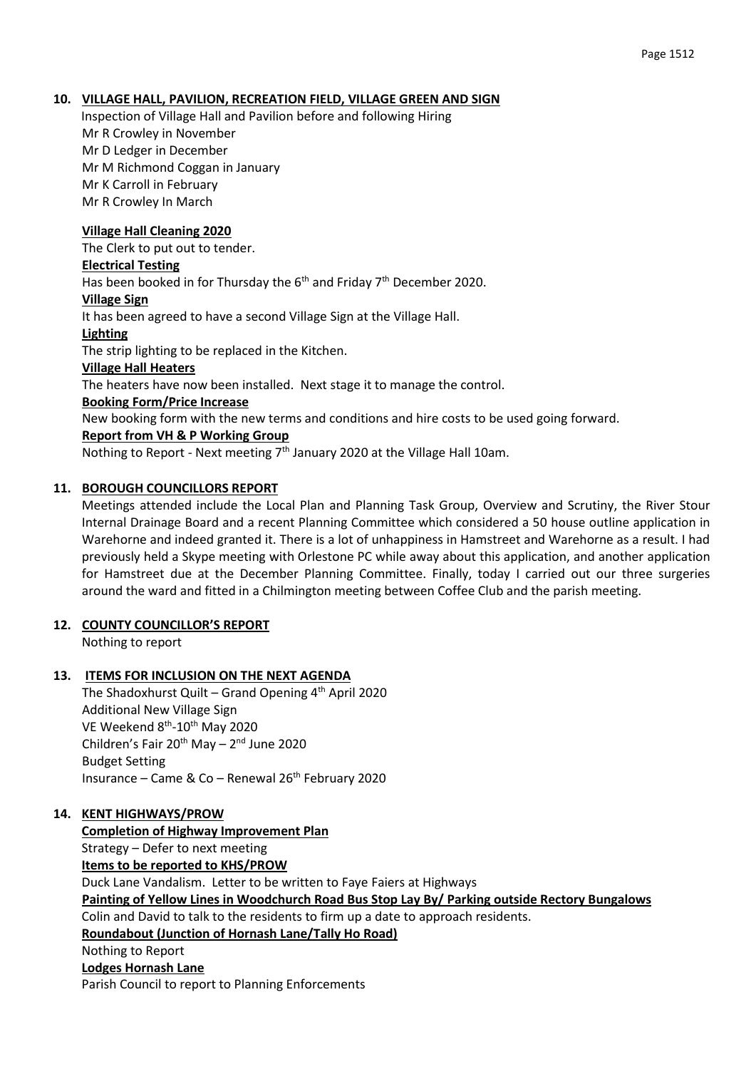## 10. VILLAGE HALL, PAVILION, RECREATION FIELD, VILLAGE GREEN AND SIGN

Inspection of Village Hall and Pavilion before and following Hiring
Mr R Crowley in November
Mr D Ledger in December
Mr M Richmond Coggan in January
Mr K Carroll in February
Mr R Crowley In March

**Village Hall Cleaning 2020**
The Clerk to put out to tender.

**Electrical Testing**
Has been booked in for Thursday the 6th and Friday 7th December 2020.

**Village Sign**
It has been agreed to have a second Village Sign at the Village Hall.

**Lighting**
The strip lighting to be replaced in the Kitchen.

**Village Hall Heaters**
The heaters have now been installed. Next stage it to manage the control.

**Booking Form/Price Increase**
New booking form with the new terms and conditions and hire costs to be used going forward.

**Report from VH & P Working Group**
Nothing to Report - Next meeting 7th January 2020 at the Village Hall 10am.

## 11. BOROUGH COUNCILLORS REPORT

Meetings attended include the Local Plan and Planning Task Group, Overview and Scrutiny, the River Stour Internal Drainage Board and a recent Planning Committee which considered a 50 house outline application in Warehorne and indeed granted it. There is a lot of unhappiness in Hamstreet and Warehorne as a result. I had previously held a Skype meeting with Orlestone PC while away about this application, and another application for Hamstreet due at the December Planning Committee. Finally, today I carried out our three surgeries around the ward and fitted in a Chilmington meeting between Coffee Club and the parish meeting.

## 12. COUNTY COUNCILLOR'S REPORT

Nothing to report

## 13. ITEMS FOR INCLUSION ON THE NEXT AGENDA

The Shadoxhurst Quilt – Grand Opening 4th April 2020
Additional New Village Sign
VE Weekend 8th-10th May 2020
Children's Fair 20th May – 2nd June 2020
Budget Setting
Insurance – Came & Co – Renewal 26th February 2020

## 14. KENT HIGHWAYS/PROW

**Completion of Highway Improvement Plan**
Strategy – Defer to next meeting

**Items to be reported to KHS/PROW**
Duck Lane Vandalism. Letter to be written to Faye Faiers at Highways

**Painting of Yellow Lines in Woodchurch Road Bus Stop Lay By/ Parking outside Rectory Bungalows**
Colin and David to talk to the residents to firm up a date to approach residents.

**Roundabout (Junction of Hornash Lane/Tally Ho Road)**
Nothing to Report

**Lodges Hornash Lane**
Parish Council to report to Planning Enforcements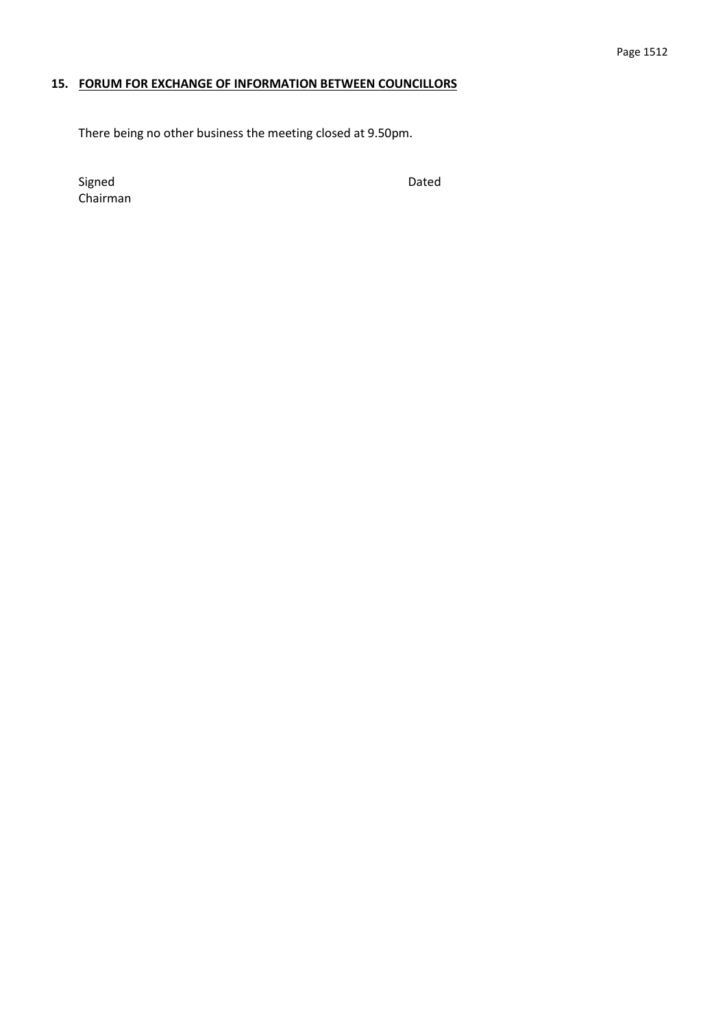## 15. FORUM FOR EXCHANGE OF INFORMATION BETWEEN COUNCILLORS

There being no other business the meeting closed at 9.50pm.

Signed Dated
Chairman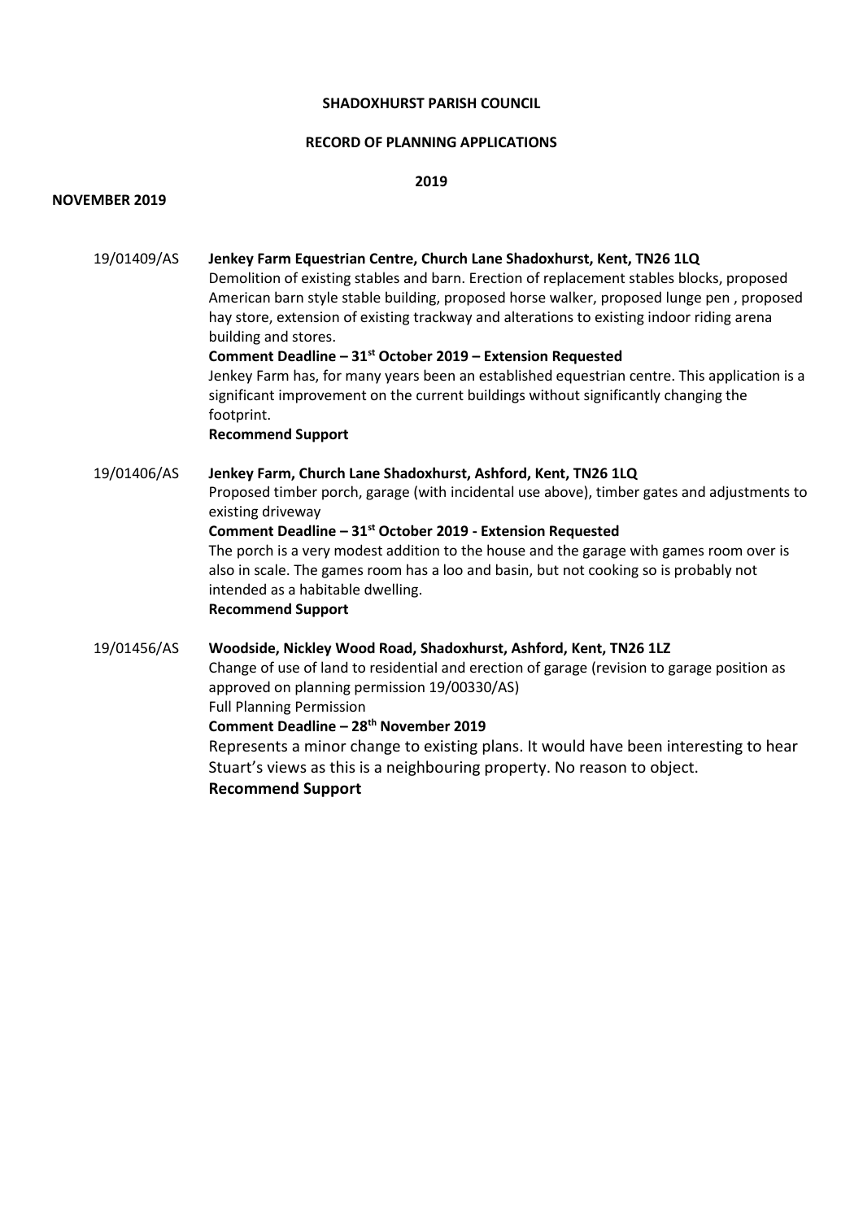**SHADOXHURST PARISH COUNCIL**

**RECORD OF PLANNING APPLICATIONS**

**2019**

**NOVEMBER 2019**

19/01409/AS **Jenkey Farm Equestrian Centre, Church Lane Shadoxhurst, Kent, TN26 1LQ**
Demolition of existing stables and barn. Erection of replacement stables blocks, proposed American barn style stable building, proposed horse walker, proposed lunge pen , proposed hay store, extension of existing trackway and alterations to existing indoor riding arena building and stores.
**Comment Deadline – 31st October 2019 – Extension Requested**
Jenkey Farm has, for many years been an established equestrian centre. This application is a significant improvement on the current buildings without significantly changing the footprint.
**Recommend Support**

19/01406/AS **Jenkey Farm, Church Lane Shadoxhurst, Ashford, Kent, TN26 1LQ**
Proposed timber porch, garage (with incidental use above), timber gates and adjustments to existing driveway
**Comment Deadline – 31st October 2019 - Extension Requested**
The porch is a very modest addition to the house and the garage with games room over is also in scale. The games room has a loo and basin, but not cooking so is probably not intended as a habitable dwelling.
**Recommend Support**

19/01456/AS **Woodside, Nickley Wood Road, Shadoxhurst, Ashford, Kent, TN26 1LZ**
Change of use of land to residential and erection of garage (revision to garage position as approved on planning permission 19/00330/AS)
Full Planning Permission
**Comment Deadline – 28th November 2019**
Represents a minor change to existing plans. It would have been interesting to hear Stuart's views as this is a neighbouring property. No reason to object.
**Recommend Support**